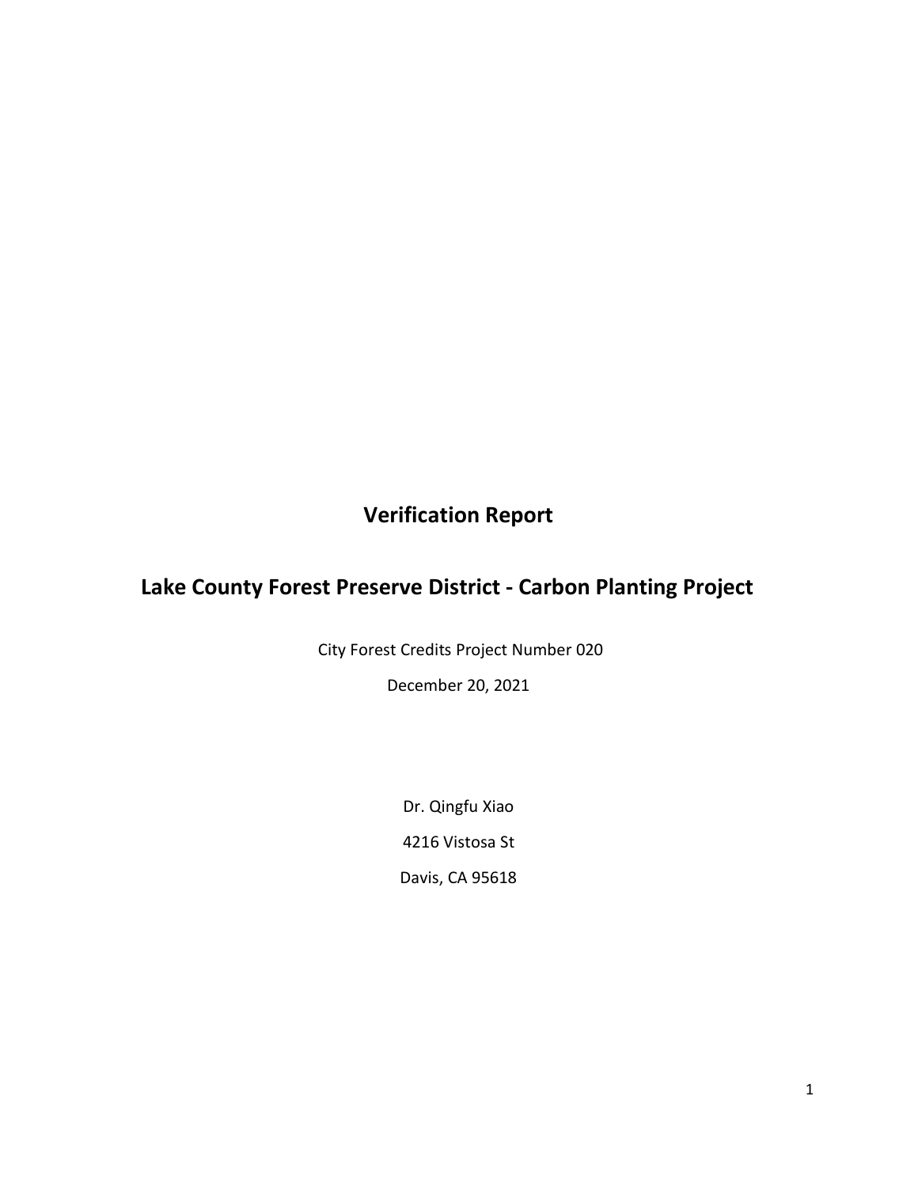# Verification Report

## Lake County Forest Preserve District - Carbon Planting Project

City Forest Credits Project Number 020

December 20, 2021

Dr. Qingfu Xiao

4216 Vistosa St

Davis, CA 95618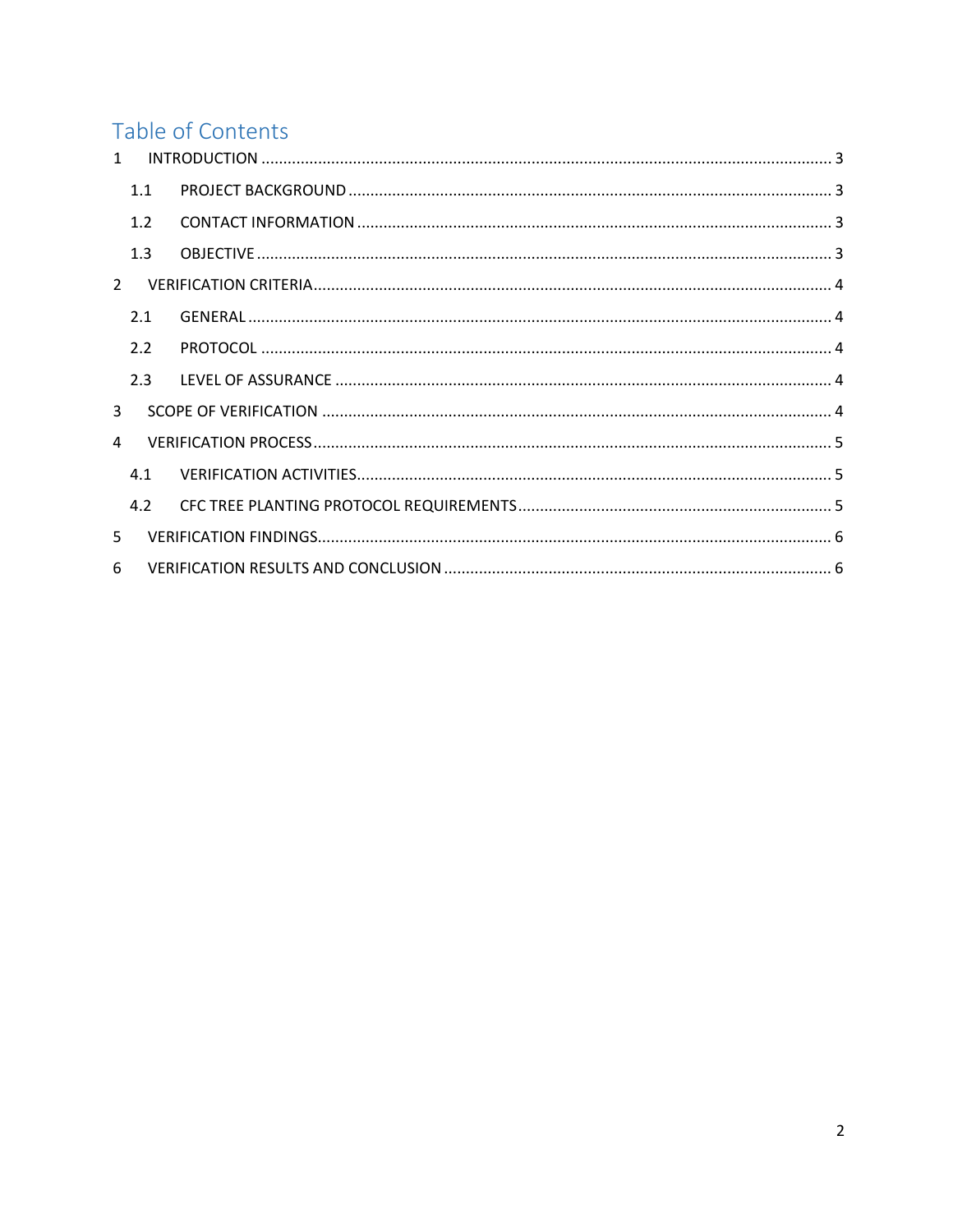# Table of Contents

1 INTRODUCTION ..... 3
  1.1 PROJECT BACKGROUND ..... 3
  1.2 CONTACT INFORMATION ..... 3
  1.3 OBJECTIVE ..... 3
2 VERIFICATION CRITERIA ..... 4
  2.1 GENERAL ..... 4
  2.2 PROTOCOL ..... 4
  2.3 LEVEL OF ASSURANCE ..... 4
3 SCOPE OF VERIFICATION ..... 4
4 VERIFICATION PROCESS ..... 5
  4.1 VERIFICATION ACTIVITIES ..... 5
  4.2 CFC TREE PLANTING PROTOCOL REQUIREMENTS ..... 5
5 VERIFICATION FINDINGS ..... 6
6 VERIFICATION RESULTS AND CONCLUSION ..... 6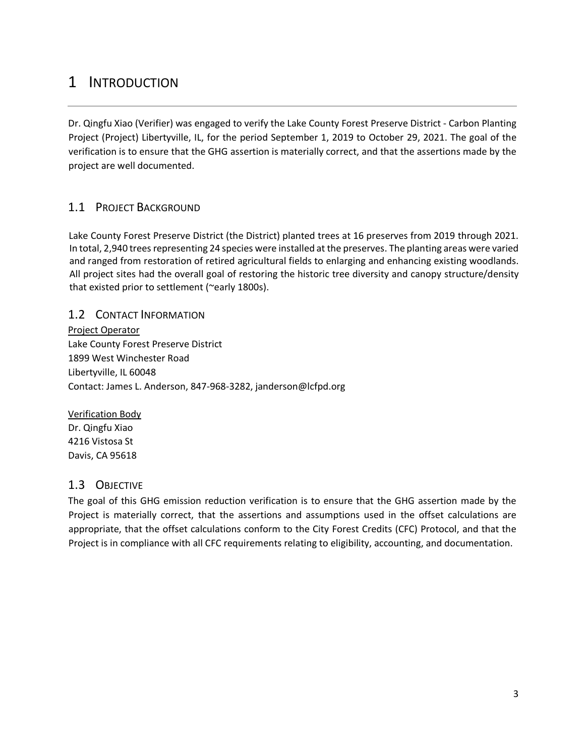# 1 Introduction

Dr. Qingfu Xiao (Verifier) was engaged to verify the Lake County Forest Preserve District - Carbon Planting Project (Project) Libertyville, IL, for the period September 1, 2019 to October 29, 2021. The goal of the verification is to ensure that the GHG assertion is materially correct, and that the assertions made by the project are well documented.

## 1.1 Project Background

Lake County Forest Preserve District (the District) planted trees at 16 preserves from 2019 through 2021. In total, 2,940 trees representing 24 species were installed at the preserves. The planting areas were varied and ranged from restoration of retired agricultural fields to enlarging and enhancing existing woodlands. All project sites had the overall goal of restoring the historic tree diversity and canopy structure/density that existed prior to settlement (~early 1800s).

## 1.2 Contact Information

<u>Project Operator</u>
Lake County Forest Preserve District
1899 West Winchester Road
Libertyville, IL 60048
Contact: James L. Anderson, 847-968-3282, janderson@lcfpd.org

<u>Verification Body</u>
Dr. Qingfu Xiao
4216 Vistosa St
Davis, CA 95618

## 1.3 Objective

The goal of this GHG emission reduction verification is to ensure that the GHG assertion made by the Project is materially correct, that the assertions and assumptions used in the offset calculations are appropriate, that the offset calculations conform to the City Forest Credits (CFC) Protocol, and that the Project is in compliance with all CFC requirements relating to eligibility, accounting, and documentation.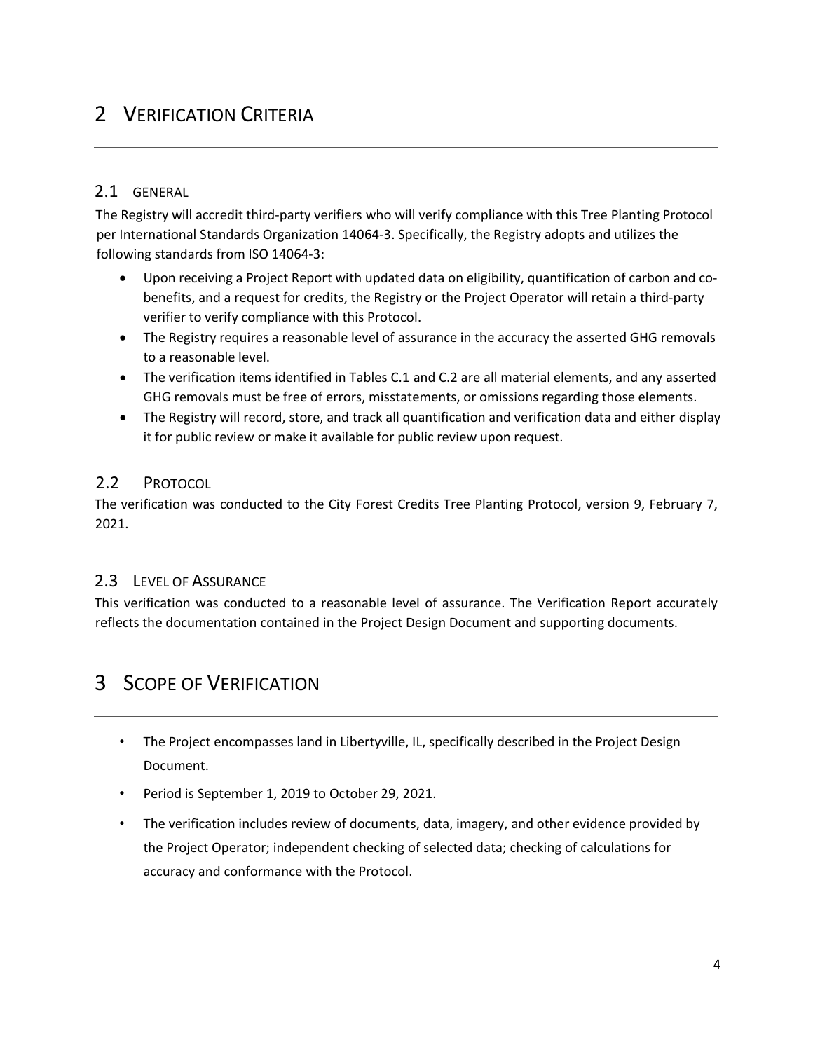# 2 VERIFICATION CRITERIA

## 2.1 GENERAL

The Registry will accredit third-party verifiers who will verify compliance with this Tree Planting Protocol per International Standards Organization 14064-3. Specifically, the Registry adopts and utilizes the following standards from ISO 14064-3:

- Upon receiving a Project Report with updated data on eligibility, quantification of carbon and co-benefits, and a request for credits, the Registry or the Project Operator will retain a third-party verifier to verify compliance with this Protocol.
- The Registry requires a reasonable level of assurance in the accuracy the asserted GHG removals to a reasonable level.
- The verification items identified in Tables C.1 and C.2 are all material elements, and any asserted GHG removals must be free of errors, misstatements, or omissions regarding those elements.
- The Registry will record, store, and track all quantification and verification data and either display it for public review or make it available for public review upon request.

## 2.2 PROTOCOL

The verification was conducted to the City Forest Credits Tree Planting Protocol, version 9, February 7, 2021.

## 2.3 LEVEL OF ASSURANCE

This verification was conducted to a reasonable level of assurance. The Verification Report accurately reflects the documentation contained in the Project Design Document and supporting documents.

# 3 SCOPE OF VERIFICATION

- The Project encompasses land in Libertyville, IL, specifically described in the Project Design Document.
- Period is September 1, 2019 to October 29, 2021.
- The verification includes review of documents, data, imagery, and other evidence provided by the Project Operator; independent checking of selected data; checking of calculations for accuracy and conformance with the Protocol.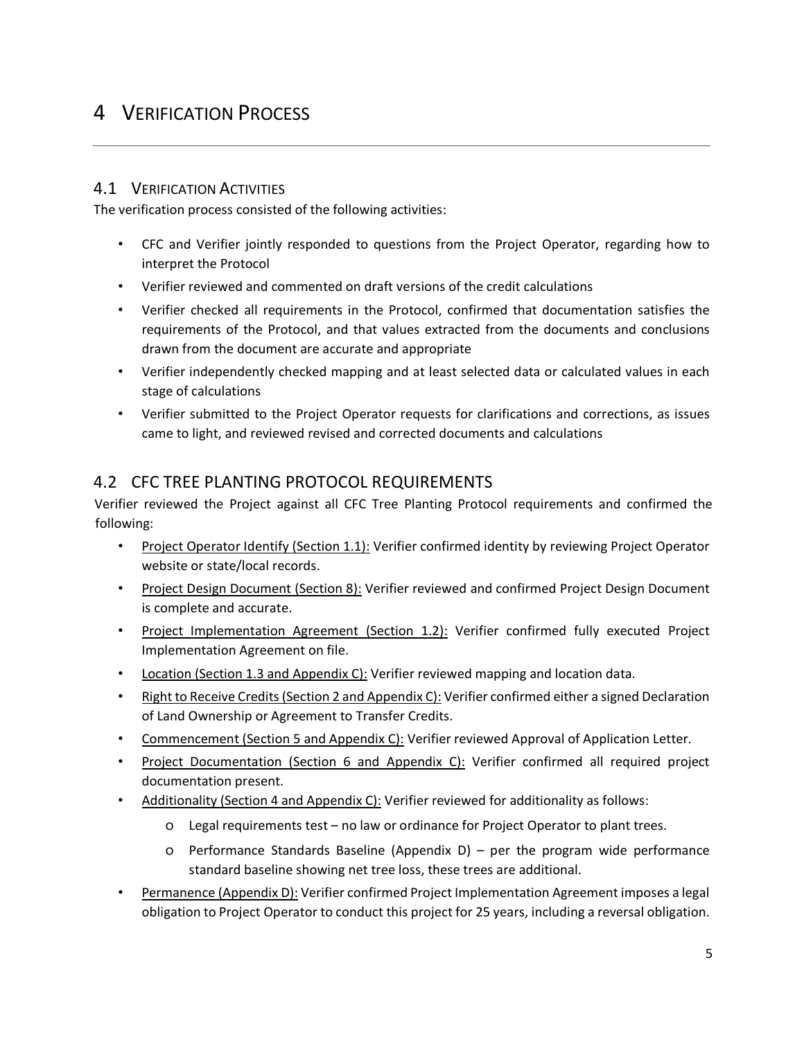# 4 VERIFICATION PROCESS

## 4.1 VERIFICATION ACTIVITIES

The verification process consisted of the following activities:

- CFC and Verifier jointly responded to questions from the Project Operator, regarding how to interpret the Protocol
- Verifier reviewed and commented on draft versions of the credit calculations
- Verifier checked all requirements in the Protocol, confirmed that documentation satisfies the requirements of the Protocol, and that values extracted from the documents and conclusions drawn from the document are accurate and appropriate
- Verifier independently checked mapping and at least selected data or calculated values in each stage of calculations
- Verifier submitted to the Project Operator requests for clarifications and corrections, as issues came to light, and reviewed revised and corrected documents and calculations

## 4.2 CFC TREE PLANTING PROTOCOL REQUIREMENTS

Verifier reviewed the Project against all CFC Tree Planting Protocol requirements and confirmed the following:

- Project Operator Identify (Section 1.1): Verifier confirmed identity by reviewing Project Operator website or state/local records.
- Project Design Document (Section 8): Verifier reviewed and confirmed Project Design Document is complete and accurate.
- Project Implementation Agreement (Section 1.2): Verifier confirmed fully executed Project Implementation Agreement on file.
- Location (Section 1.3 and Appendix C): Verifier reviewed mapping and location data.
- Right to Receive Credits (Section 2 and Appendix C): Verifier confirmed either a signed Declaration of Land Ownership or Agreement to Transfer Credits.
- Commencement (Section 5 and Appendix C): Verifier reviewed Approval of Application Letter.
- Project Documentation (Section 6 and Appendix C): Verifier confirmed all required project documentation present.
- Additionality (Section 4 and Appendix C): Verifier reviewed for additionality as follows:
  - Legal requirements test – no law or ordinance for Project Operator to plant trees.
  - Performance Standards Baseline (Appendix D) – per the program wide performance standard baseline showing net tree loss, these trees are additional.
- Permanence (Appendix D): Verifier confirmed Project Implementation Agreement imposes a legal obligation to Project Operator to conduct this project for 25 years, including a reversal obligation.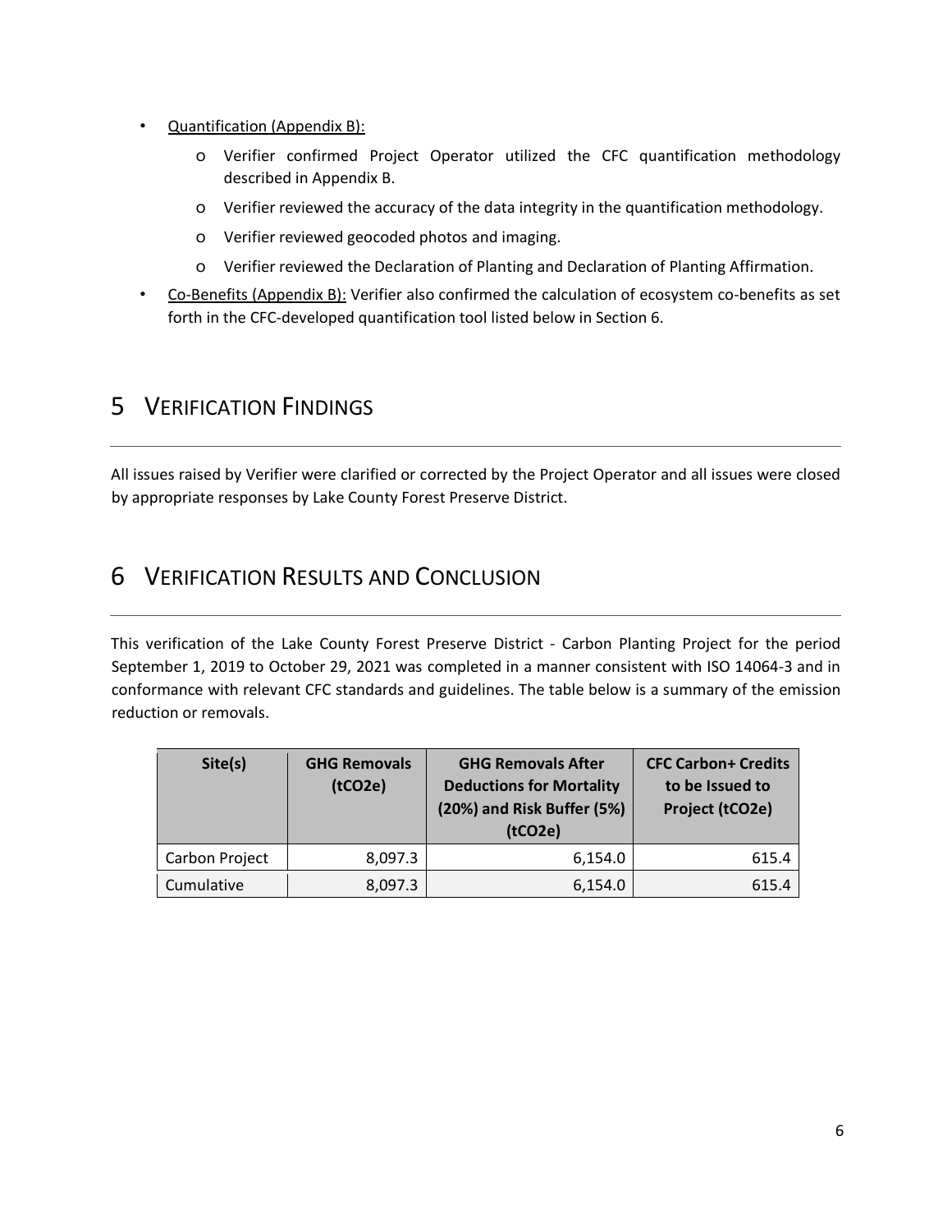- Quantification (Appendix B):
  - Verifier confirmed Project Operator utilized the CFC quantification methodology described in Appendix B.
  - Verifier reviewed the accuracy of the data integrity in the quantification methodology.
  - Verifier reviewed geocoded photos and imaging.
  - Verifier reviewed the Declaration of Planting and Declaration of Planting Affirmation.
- Co-Benefits (Appendix B): Verifier also confirmed the calculation of ecosystem co-benefits as set forth in the CFC-developed quantification tool listed below in Section 6.

# 5 VERIFICATION FINDINGS

All issues raised by Verifier were clarified or corrected by the Project Operator and all issues were closed by appropriate responses by Lake County Forest Preserve District.

# 6 VERIFICATION RESULTS AND CONCLUSION

This verification of the Lake County Forest Preserve District - Carbon Planting Project for the period September 1, 2019 to October 29, 2021 was completed in a manner consistent with ISO 14064-3 and in conformance with relevant CFC standards and guidelines. The table below is a summary of the emission reduction or removals.

| Site(s) | GHG Removals (tCO2e) | GHG Removals After Deductions for Mortality (20%) and Risk Buffer (5%) (tCO2e) | CFC Carbon+ Credits to be Issued to Project (tCO2e) |
|---|---|---|---|
| Carbon Project | 8,097.3 | 6,154.0 | 615.4 |
| Cumulative | 8,097.3 | 6,154.0 | 615.4 |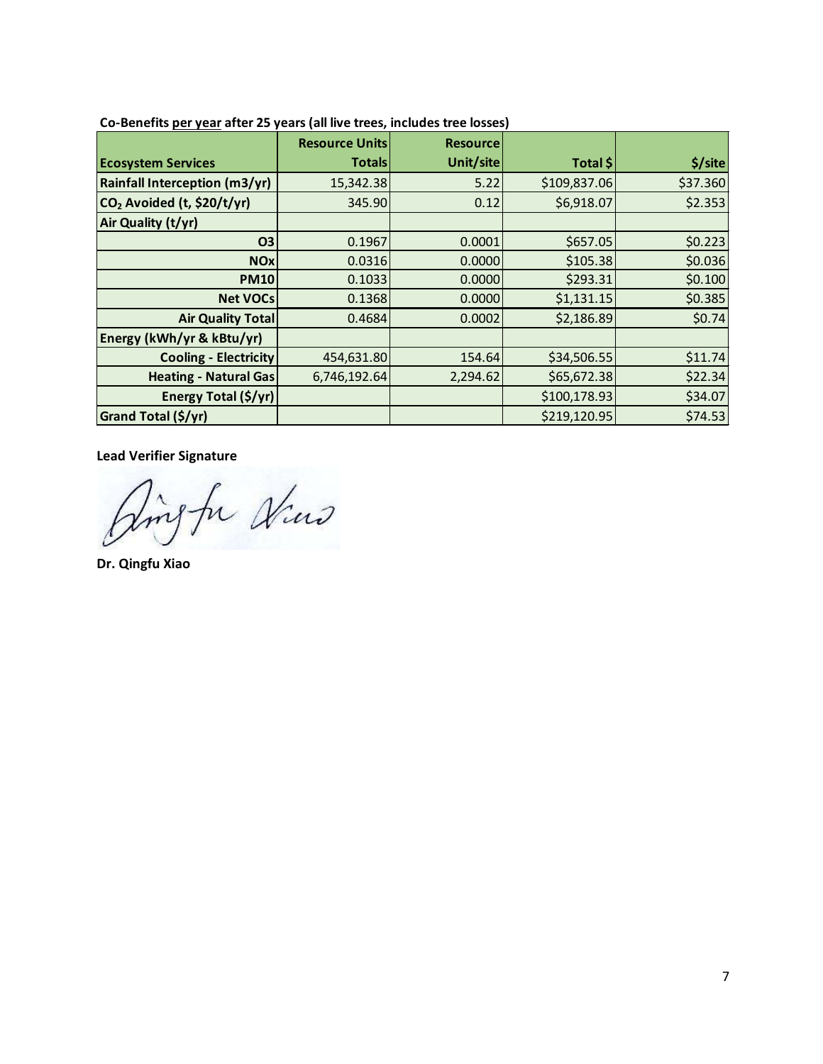**Co-Benefits per year after 25 years (all live trees, includes tree losses)**

| Ecosystem Services | Resource Units Totals | Resource Unit/site | Total $ | $/site |
|---|---|---|---|---|
| **Rainfall Interception (m3/yr)** | 15,342.38 | 5.22 | $109,837.06 | $37.360 |
| **$CO_2$ Avoided (t, $20/t/yr)** | 345.90 | 0.12 | $6,918.07 | $2.353 |
| **Air Quality (t/yr)** | | | | |
| **O3** | 0.1967 | 0.0001 | $657.05 | $0.223 |
| **NOx** | 0.0316 | 0.0000 | $105.38 | $0.036 |
| **PM10** | 0.1033 | 0.0000 | $293.31 | $0.100 |
| **Net VOCs** | 0.1368 | 0.0000 | $1,131.15 | $0.385 |
| **Air Quality Total** | 0.4684 | 0.0002 | $2,186.89 | $0.74 |
| **Energy (kWh/yr & kBtu/yr)** | | | | |
| **Cooling - Electricity** | 454,631.80 | 154.64 | $34,506.55 | $11.74 |
| **Heating - Natural Gas** | 6,746,192.64 | 2,294.62 | $65,672.38 | $22.34 |
| **Energy Total ($/yr)** | | | $100,178.93 | $34.07 |
| **Grand Total ($/yr)** | | | $219,120.95 | $74.53 |

**Lead Verifier Signature**

**Dr. Qingfu Xiao**